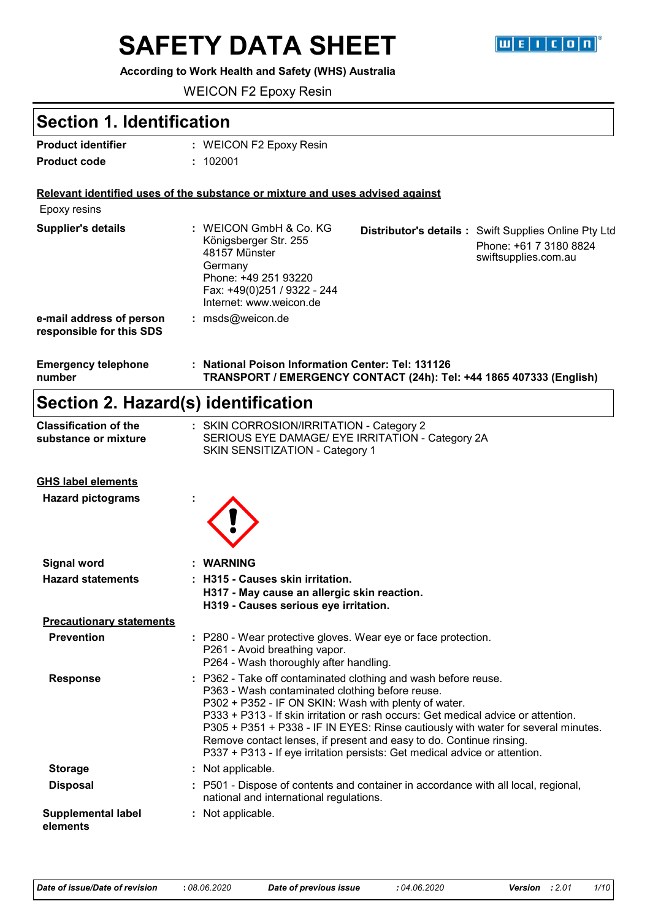# SAFETY DATA SHEET

**According to Work Health and Safety (WHS) Australia**

WEICON F2 Epoxy Resin

## Section 1. Identification

**Product identifier** : WEICON F2 Epoxy Resin

**Product code** : 102001

**Relevant identified uses of the substance or mixture and uses advised against**

Epoxy resins

**Supplier's details** : WEICON GmbH & Co. KG
Königsberger Str. 255
48157 Münster
Germany
Phone: +49 251 93220
Fax: +49(0)251 / 9322 - 244
Internet: www.weicon.de

**Distributor's details** : Swift Supplies Online Pty Ltd
Phone: +61 7 3180 8824
swiftsupplies.com.au

**e-mail address of person responsible for this SDS** : msds@weicon.de

**Emergency telephone number** : **National Poison Information Center: Tel: 131126**
**TRANSPORT / EMERGENCY CONTACT (24h): Tel: +44 1865 407333 (English)**

## Section 2. Hazard(s) identification

**Classification of the substance or mixture** : SKIN CORROSION/IRRITATION - Category 2
SERIOUS EYE DAMAGE/ EYE IRRITATION - Category 2A
SKIN SENSITIZATION - Category 1

**GHS label elements**

**Hazard pictograms** :

**Signal word** : **WARNING**

**Hazard statements** : **H315 - Causes skin irritation.**
**H317 - May cause an allergic skin reaction.**
**H319 - Causes serious eye irritation.**

**Precautionary statements**

**Prevention** : P280 - Wear protective gloves. Wear eye or face protection.
P261 - Avoid breathing vapor.
P264 - Wash thoroughly after handling.

**Response** : P362 - Take off contaminated clothing and wash before reuse.
P363 - Wash contaminated clothing before reuse.
P302 + P352 - IF ON SKIN: Wash with plenty of water.
P333 + P313 - If skin irritation or rash occurs: Get medical advice or attention.
P305 + P351 + P338 - IF IN EYES: Rinse cautiously with water for several minutes. Remove contact lenses, if present and easy to do. Continue rinsing.
P337 + P313 - If eye irritation persists: Get medical advice or attention.

**Storage** : Not applicable.

**Disposal** : P501 - Dispose of contents and container in accordance with all local, regional, national and international regulations.

**Supplemental label elements** : Not applicable.

*Date of issue/Date of revision* : 08.06.2020 *Date of previous issue* : 04.06.2020 *Version* : 2.01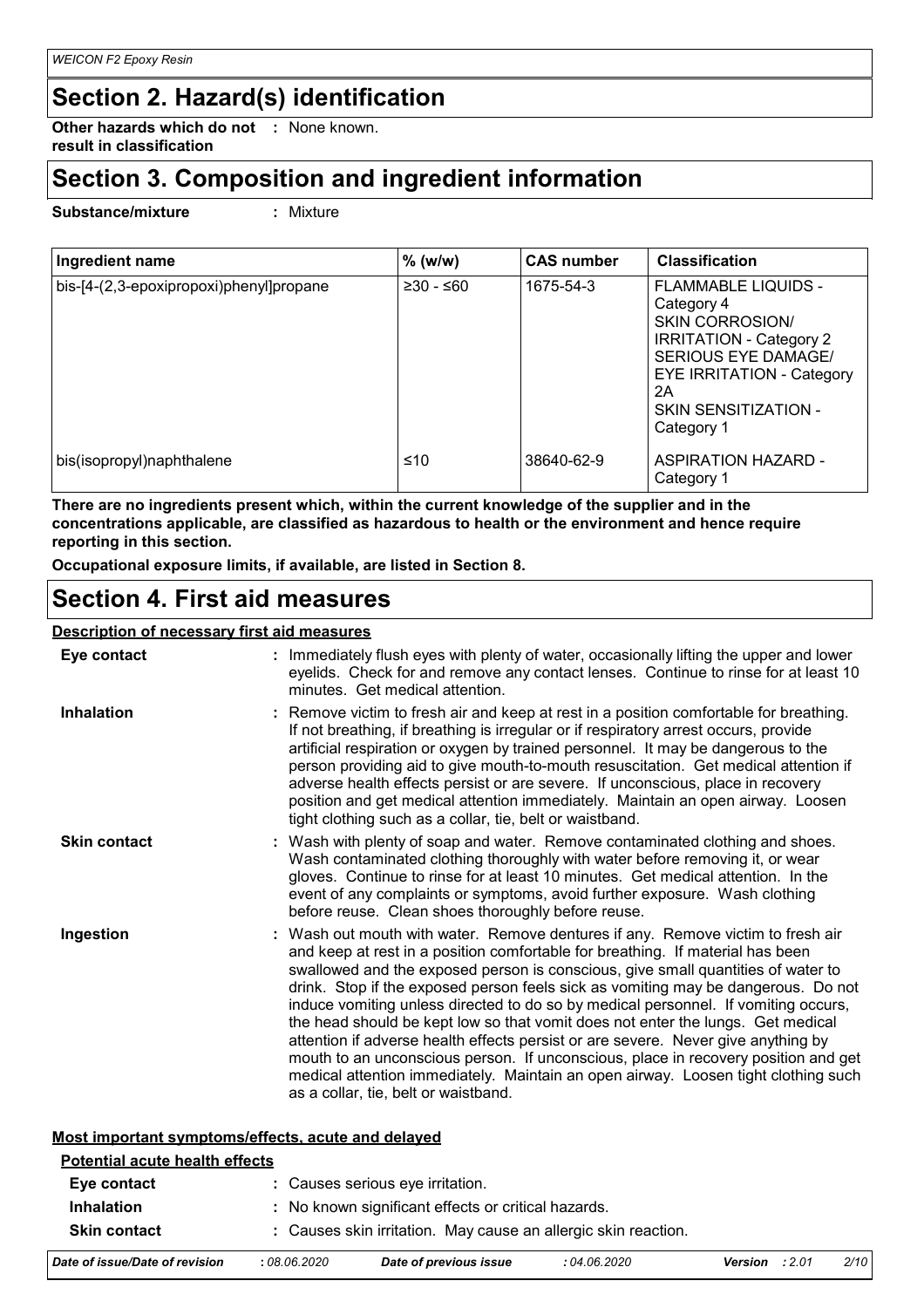## Section 2. Hazard(s) identification

**Other hazards which do not result in classification** : None known.

## Section 3. Composition and ingredient information

**Substance/mixture** : Mixture

| Ingredient name | % (w/w) | CAS number | Classification |
|---|---|---|---|
| bis-[4-(2,3-epoxipropoxi)phenyl]propane | ≥30 - ≤60 | 1675-54-3 | FLAMMABLE LIQUIDS - Category 4<br>SKIN CORROSION/ IRRITATION - Category 2<br>SERIOUS EYE DAMAGE/ EYE IRRITATION - Category 2A<br>SKIN SENSITIZATION - Category 1 |
| bis(isopropyl)naphthalene | ≤10 | 38640-62-9 | ASPIRATION HAZARD - Category 1 |

**There are no ingredients present which, within the current knowledge of the supplier and in the concentrations applicable, are classified as hazardous to health or the environment and hence require reporting in this section.**

**Occupational exposure limits, if available, are listed in Section 8.**

## Section 4. First aid measures

### Description of necessary first aid measures

**Eye contact** : Immediately flush eyes with plenty of water, occasionally lifting the upper and lower eyelids. Check for and remove any contact lenses. Continue to rinse for at least 10 minutes. Get medical attention.

**Inhalation** : Remove victim to fresh air and keep at rest in a position comfortable for breathing. If not breathing, if breathing is irregular or if respiratory arrest occurs, provide artificial respiration or oxygen by trained personnel. It may be dangerous to the person providing aid to give mouth-to-mouth resuscitation. Get medical attention if adverse health effects persist or are severe. If unconscious, place in recovery position and get medical attention immediately. Maintain an open airway. Loosen tight clothing such as a collar, tie, belt or waistband.

**Skin contact** : Wash with plenty of soap and water. Remove contaminated clothing and shoes. Wash contaminated clothing thoroughly with water before removing it, or wear gloves. Continue to rinse for at least 10 minutes. Get medical attention. In the event of any complaints or symptoms, avoid further exposure. Wash clothing before reuse. Clean shoes thoroughly before reuse.

**Ingestion** : Wash out mouth with water. Remove dentures if any. Remove victim to fresh air and keep at rest in a position comfortable for breathing. If material has been swallowed and the exposed person is conscious, give small quantities of water to drink. Stop if the exposed person feels sick as vomiting may be dangerous. Do not induce vomiting unless directed to do so by medical personnel. If vomiting occurs, the head should be kept low so that vomit does not enter the lungs. Get medical attention if adverse health effects persist or are severe. Never give anything by mouth to an unconscious person. If unconscious, place in recovery position and get medical attention immediately. Maintain an open airway. Loosen tight clothing such as a collar, tie, belt or waistband.

### Most important symptoms/effects, acute and delayed

**Potential acute health effects**

**Eye contact** : Causes serious eye irritation.

**Inhalation** : No known significant effects or critical hazards.

**Skin contact** : Causes skin irritation. May cause an allergic skin reaction.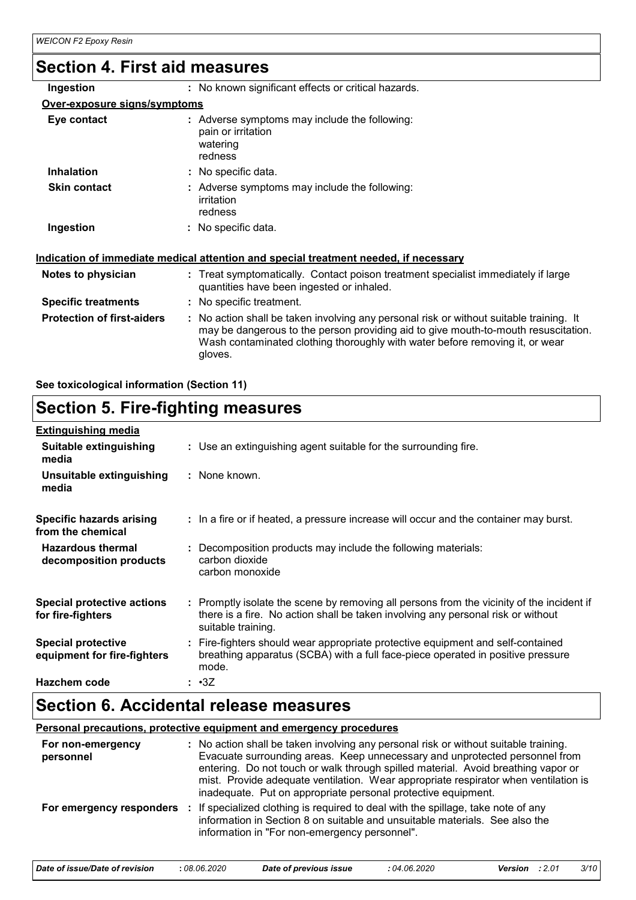## Section 4. First aid measures

| | |
|---|---|
| **Ingestion** | : No known significant effects or critical hazards. |

**Over-exposure signs/symptoms**

| | |
|---|---|
| **Eye contact** | : Adverse symptoms may include the following:<br>pain or irritation<br>watering<br>redness |
| **Inhalation** | : No specific data. |
| **Skin contact** | : Adverse symptoms may include the following:<br>irritation<br>redness |
| **Ingestion** | : No specific data. |

**Indication of immediate medical attention and special treatment needed, if necessary**

| | |
|---|---|
| **Notes to physician** | : Treat symptomatically. Contact poison treatment specialist immediately if large quantities have been ingested or inhaled. |
| **Specific treatments** | : No specific treatment. |
| **Protection of first-aiders** | : No action shall be taken involving any personal risk or without suitable training. It may be dangerous to the person providing aid to give mouth-to-mouth resuscitation. Wash contaminated clothing thoroughly with water before removing it, or wear gloves. |

**See toxicological information (Section 11)**

## Section 5. Fire-fighting measures

**Extinguishing media**

| | |
|---|---|
| **Suitable extinguishing media** | : Use an extinguishing agent suitable for the surrounding fire. |
| **Unsuitable extinguishing media** | : None known. |
| **Specific hazards arising from the chemical** | : In a fire or if heated, a pressure increase will occur and the container may burst. |
| **Hazardous thermal decomposition products** | : Decomposition products may include the following materials:<br>carbon dioxide<br>carbon monoxide |
| **Special protective actions for fire-fighters** | : Promptly isolate the scene by removing all persons from the vicinity of the incident if there is a fire. No action shall be taken involving any personal risk or without suitable training. |
| **Special protective equipment for fire-fighters** | : Fire-fighters should wear appropriate protective equipment and self-contained breathing apparatus (SCBA) with a full face-piece operated in positive pressure mode. |
| **Hazchem code** | : •3Z |

## Section 6. Accidental release measures

**Personal precautions, protective equipment and emergency procedures**

| | |
|---|---|
| **For non-emergency personnel** | : No action shall be taken involving any personal risk or without suitable training. Evacuate surrounding areas. Keep unnecessary and unprotected personnel from entering. Do not touch or walk through spilled material. Avoid breathing vapor or mist. Provide adequate ventilation. Wear appropriate respirator when ventilation is inadequate. Put on appropriate personal protective equipment. |
| **For emergency responders** | : If specialized clothing is required to deal with the spillage, take note of any information in Section 8 on suitable and unsuitable materials. See also the information in "For non-emergency personnel". |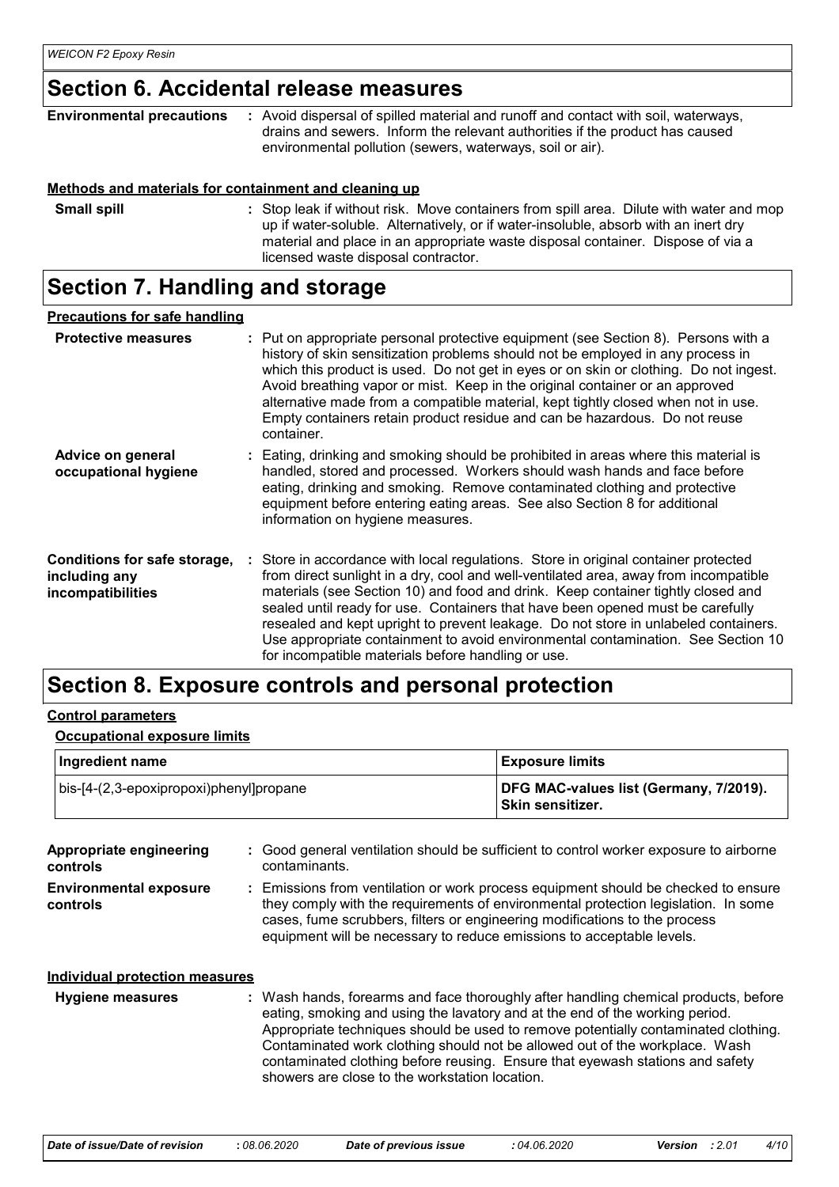## Section 6. Accidental release measures

**Environmental precautions** : Avoid dispersal of spilled material and runoff and contact with soil, waterways, drains and sewers. Inform the relevant authorities if the product has caused environmental pollution (sewers, waterways, soil or air).

**Methods and materials for containment and cleaning up**

**Small spill** : Stop leak if without risk. Move containers from spill area. Dilute with water and mop up if water-soluble. Alternatively, or if water-insoluble, absorb with an inert dry material and place in an appropriate waste disposal container. Dispose of via a licensed waste disposal contractor.

## Section 7. Handling and storage

**Precautions for safe handling**

**Protective measures** : Put on appropriate personal protective equipment (see Section 8). Persons with a history of skin sensitization problems should not be employed in any process in which this product is used. Do not get in eyes or on skin or clothing. Do not ingest. Avoid breathing vapor or mist. Keep in the original container or an approved alternative made from a compatible material, kept tightly closed when not in use. Empty containers retain product residue and can be hazardous. Do not reuse container.

**Advice on general occupational hygiene** : Eating, drinking and smoking should be prohibited in areas where this material is handled, stored and processed. Workers should wash hands and face before eating, drinking and smoking. Remove contaminated clothing and protective equipment before entering eating areas. See also Section 8 for additional information on hygiene measures.

**Conditions for safe storage, including any incompatibilities** : Store in accordance with local regulations. Store in original container protected from direct sunlight in a dry, cool and well-ventilated area, away from incompatible materials (see Section 10) and food and drink. Keep container tightly closed and sealed until ready for use. Containers that have been opened must be carefully resealed and kept upright to prevent leakage. Do not store in unlabeled containers. Use appropriate containment to avoid environmental contamination. See Section 10 for incompatible materials before handling or use.

## Section 8. Exposure controls and personal protection

**Control parameters**

**Occupational exposure limits**

| Ingredient name | Exposure limits |
| --- | --- |
| bis-[4-(2,3-epoxipropoxi)phenyl]propane | **DFG MAC-values list (Germany, 7/2019). Skin sensitizer.** |

**Appropriate engineering controls** : Good general ventilation should be sufficient to control worker exposure to airborne contaminants.

**Environmental exposure controls** : Emissions from ventilation or work process equipment should be checked to ensure they comply with the requirements of environmental protection legislation. In some cases, fume scrubbers, filters or engineering modifications to the process equipment will be necessary to reduce emissions to acceptable levels.

**Individual protection measures**

**Hygiene measures** : Wash hands, forearms and face thoroughly after handling chemical products, before eating, smoking and using the lavatory and at the end of the working period. Appropriate techniques should be used to remove potentially contaminated clothing. Contaminated work clothing should not be allowed out of the workplace. Wash contaminated clothing before reusing. Ensure that eyewash stations and safety showers are close to the workstation location.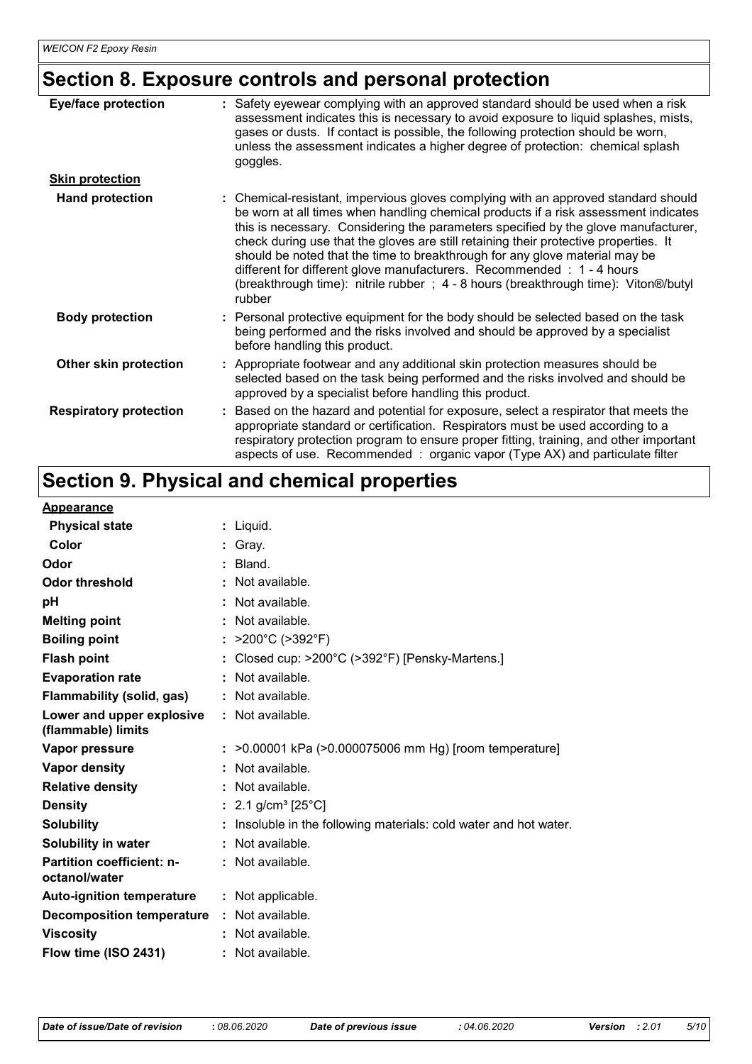## Section 8. Exposure controls and personal protection

| | |
|---|---|
| **Eye/face protection** | : Safety eyewear complying with an approved standard should be used when a risk assessment indicates this is necessary to avoid exposure to liquid splashes, mists, gases or dusts. If contact is possible, the following protection should be worn, unless the assessment indicates a higher degree of protection: chemical splash goggles. |
| **Skin protection** | |
| **Hand protection** | : Chemical-resistant, impervious gloves complying with an approved standard should be worn at all times when handling chemical products if a risk assessment indicates this is necessary. Considering the parameters specified by the glove manufacturer, check during use that the gloves are still retaining their protective properties. It should be noted that the time to breakthrough for any glove material may be different for different glove manufacturers. Recommended : 1 - 4 hours (breakthrough time): nitrile rubber ; 4 - 8 hours (breakthrough time): Viton®/butyl rubber |
| **Body protection** | : Personal protective equipment for the body should be selected based on the task being performed and the risks involved and should be approved by a specialist before handling this product. |
| **Other skin protection** | : Appropriate footwear and any additional skin protection measures should be selected based on the task being performed and the risks involved and should be approved by a specialist before handling this product. |
| **Respiratory protection** | : Based on the hazard and potential for exposure, select a respirator that meets the appropriate standard or certification. Respirators must be used according to a respiratory protection program to ensure proper fitting, training, and other important aspects of use. Recommended : organic vapor (Type AX) and particulate filter |

## Section 9. Physical and chemical properties

| | |
|---|---|
| **Appearance** | |
| **Physical state** | : Liquid. |
| **Color** | : Gray. |
| **Odor** | : Bland. |
| **Odor threshold** | : Not available. |
| **pH** | : Not available. |
| **Melting point** | : Not available. |
| **Boiling point** | : >200°C (>392°F) |
| **Flash point** | : Closed cup: >200°C (>392°F) [Pensky-Martens.] |
| **Evaporation rate** | : Not available. |
| **Flammability (solid, gas)** | : Not available. |
| **Lower and upper explosive (flammable) limits** | : Not available. |
| **Vapor pressure** | : >0.00001 kPa (>0.000075006 mm Hg) [room temperature] |
| **Vapor density** | : Not available. |
| **Relative density** | : Not available. |
| **Density** | : 2.1 g/cm³ [25°C] |
| **Solubility** | : Insoluble in the following materials: cold water and hot water. |
| **Solubility in water** | : Not available. |
| **Partition coefficient: n-octanol/water** | : Not available. |
| **Auto-ignition temperature** | : Not applicable. |
| **Decomposition temperature** | : Not available. |
| **Viscosity** | : Not available. |
| **Flow time (ISO 2431)** | : Not available. |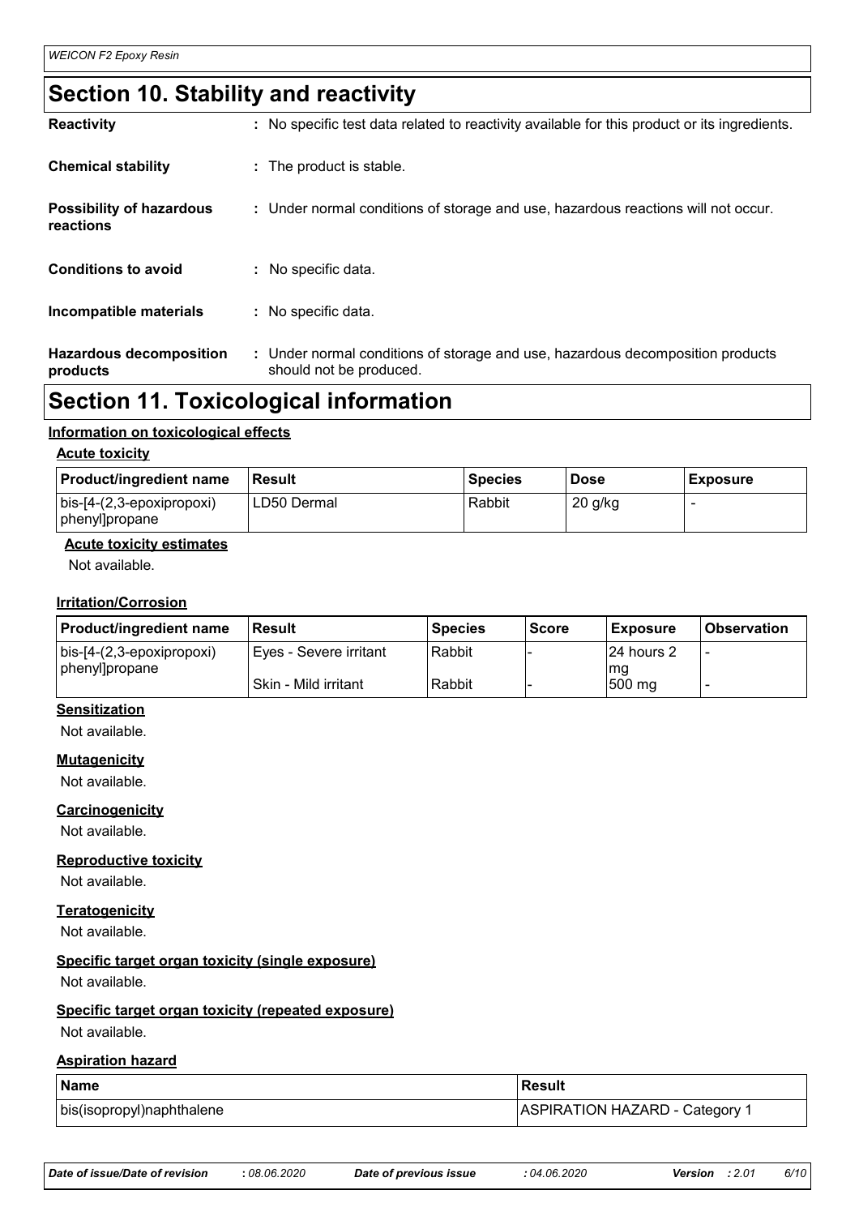## Section 10. Stability and reactivity

| | |
|---|---|
| **Reactivity** | : No specific test data related to reactivity available for this product or its ingredients. |
| **Chemical stability** | : The product is stable. |
| **Possibility of hazardous reactions** | : Under normal conditions of storage and use, hazardous reactions will not occur. |
| **Conditions to avoid** | : No specific data. |
| **Incompatible materials** | : No specific data. |
| **Hazardous decomposition products** | : Under normal conditions of storage and use, hazardous decomposition products should not be produced. |

## Section 11. Toxicological information

### Information on toxicological effects

#### Acute toxicity

| Product/ingredient name | Result | Species | Dose | Exposure |
|---|---|---|---|---|
| bis-[4-(2,3-epoxipropoxi) phenyl]propane | LD50 Dermal | Rabbit | 20 g/kg | - |

#### Acute toxicity estimates

Not available.

#### Irritation/Corrosion

| Product/ingredient name | Result | Species | Score | Exposure | Observation |
|---|---|---|---|---|---|
| bis-[4-(2,3-epoxipropoxi) phenyl]propane | Eyes - Severe irritant | Rabbit | - | 24 hours 2 mg | - |
| | Skin - Mild irritant | Rabbit | - | 500 mg | - |

#### Sensitization

Not available.

#### Mutagenicity

Not available.

#### Carcinogenicity

Not available.

#### Reproductive toxicity

Not available.

#### Teratogenicity

Not available.

#### Specific target organ toxicity (single exposure)

Not available.

#### Specific target organ toxicity (repeated exposure)

Not available.

#### Aspiration hazard

| Name | Result |
|---|---|
| bis(isopropyl)naphthalene | ASPIRATION HAZARD - Category 1 |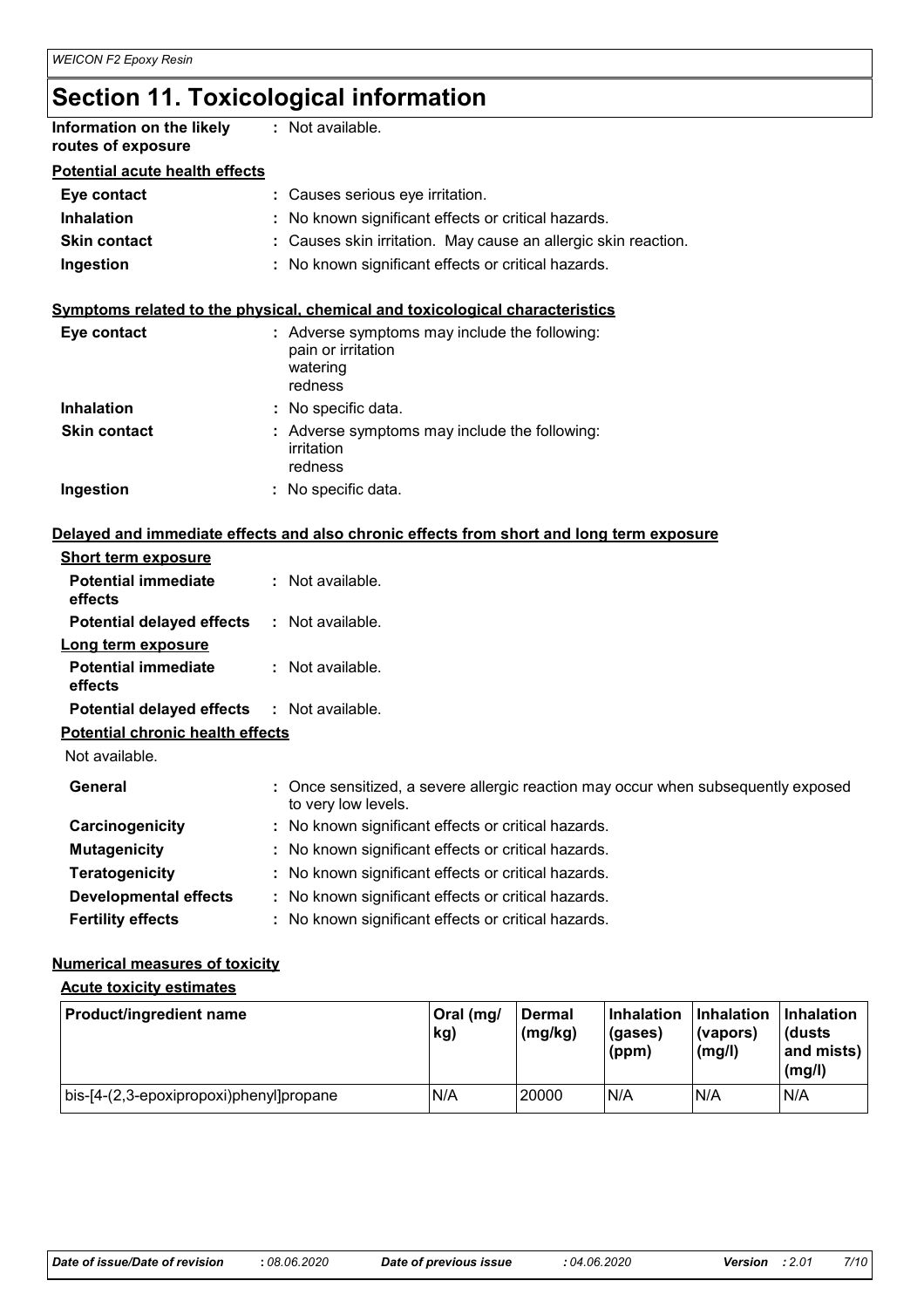# Section 11. Toxicological information

**Information on the likely routes of exposure** : Not available.

**Potential acute health effects**

| | |
|---|---|
| **Eye contact** | : Causes serious eye irritation. |
| **Inhalation** | : No known significant effects or critical hazards. |
| **Skin contact** | : Causes skin irritation. May cause an allergic skin reaction. |
| **Ingestion** | : No known significant effects or critical hazards. |

**Symptoms related to the physical, chemical and toxicological characteristics**

| | |
|---|---|
| **Eye contact** | : Adverse symptoms may include the following:<br>pain or irritation<br>watering<br>redness |
| **Inhalation** | : No specific data. |
| **Skin contact** | : Adverse symptoms may include the following:<br>irritation<br>redness |
| **Ingestion** | : No specific data. |

**Delayed and immediate effects and also chronic effects from short and long term exposure**

**Short term exposure**

| | |
|---|---|
| **Potential immediate effects** | : Not available. |
| **Potential delayed effects** | : Not available. |

**Long term exposure**

| | |
|---|---|
| **Potential immediate effects** | : Not available. |
| **Potential delayed effects** | : Not available. |

**Potential chronic health effects**

Not available.

| | |
|---|---|
| **General** | : Once sensitized, a severe allergic reaction may occur when subsequently exposed to very low levels. |
| **Carcinogenicity** | : No known significant effects or critical hazards. |
| **Mutagenicity** | : No known significant effects or critical hazards. |
| **Teratogenicity** | : No known significant effects or critical hazards. |
| **Developmental effects** | : No known significant effects or critical hazards. |
| **Fertility effects** | : No known significant effects or critical hazards. |

**Numerical measures of toxicity**

**Acute toxicity estimates**

| Product/ingredient name | Oral (mg/kg) | Dermal (mg/kg) | Inhalation (gases) (ppm) | Inhalation (vapors) (mg/l) | Inhalation (dusts and mists) (mg/l) |
|---|---|---|---|---|---|
| bis-[4-(2,3-epoxipropoxi)phenyl]propane | N/A | 20000 | N/A | N/A | N/A |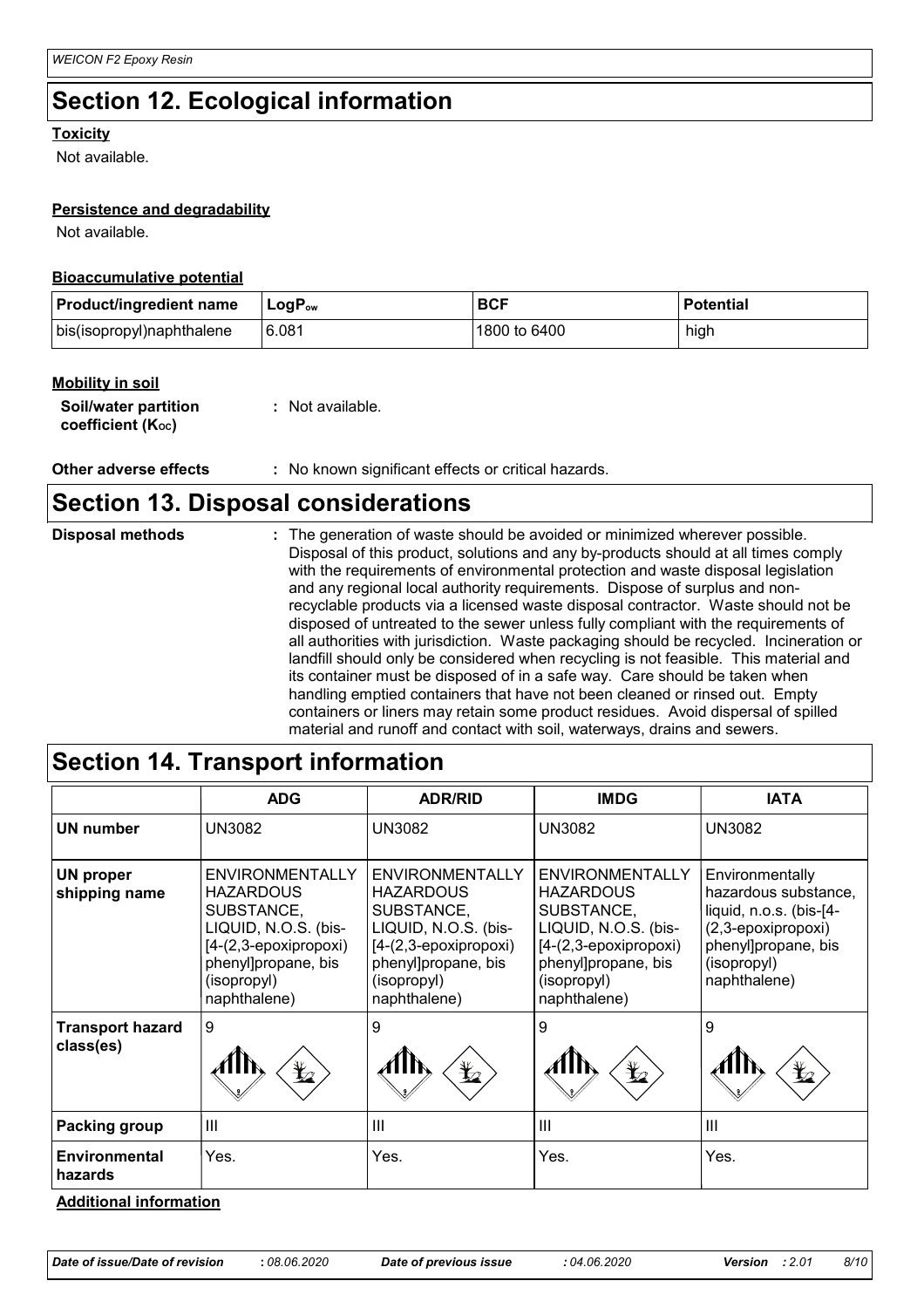## Section 12. Ecological information

**Toxicity**

Not available.

**Persistence and degradability**

Not available.

**Bioaccumulative potential**

| Product/ingredient name | $LogP_{ow}$ | BCF | Potential |
|---|---|---|---|
| bis(isopropyl)naphthalene | 6.081 | 1800 to 6400 | high |

**Mobility in soil**

**Soil/water partition coefficient ($K_{OC}$)** : Not available.

**Other adverse effects** : No known significant effects or critical hazards.

## Section 13. Disposal considerations

**Disposal methods** : The generation of waste should be avoided or minimized wherever possible. Disposal of this product, solutions and any by-products should at all times comply with the requirements of environmental protection and waste disposal legislation and any regional local authority requirements. Dispose of surplus and non-recyclable products via a licensed waste disposal contractor. Waste should not be disposed of untreated to the sewer unless fully compliant with the requirements of all authorities with jurisdiction. Waste packaging should be recycled. Incineration or landfill should only be considered when recycling is not feasible. This material and its container must be disposed of in a safe way. Care should be taken when handling emptied containers that have not been cleaned or rinsed out. Empty containers or liners may retain some product residues. Avoid dispersal of spilled material and runoff and contact with soil, waterways, drains and sewers.

## Section 14. Transport information

| | ADG | ADR/RID | IMDG | IATA |
|---|---|---|---|---|
| **UN number** | UN3082 | UN3082 | UN3082 | UN3082 |
| **UN proper shipping name** | ENVIRONMENTALLY HAZARDOUS SUBSTANCE, LIQUID, N.O.S. (bis-[4-(2,3-epoxipropoxi) phenyl]propane, bis (isopropyl) naphthalene) | ENVIRONMENTALLY HAZARDOUS SUBSTANCE, LIQUID, N.O.S. (bis-[4-(2,3-epoxipropoxi) phenyl]propane, bis (isopropyl) naphthalene) | ENVIRONMENTALLY HAZARDOUS SUBSTANCE, LIQUID, N.O.S. (bis-[4-(2,3-epoxipropoxi) phenyl]propane, bis (isopropyl) naphthalene) | Environmentally hazardous substance, liquid, n.o.s. (bis-[4-(2,3-epoxipropoxi) phenyl]propane, bis (isopropyl) naphthalene) |
| **Transport hazard class(es)** | 9 | 9 | 9 | 9 |
| **Packing group** | III | III | III | III |
| **Environmental hazards** | Yes. | Yes. | Yes. | Yes. |

**Additional information**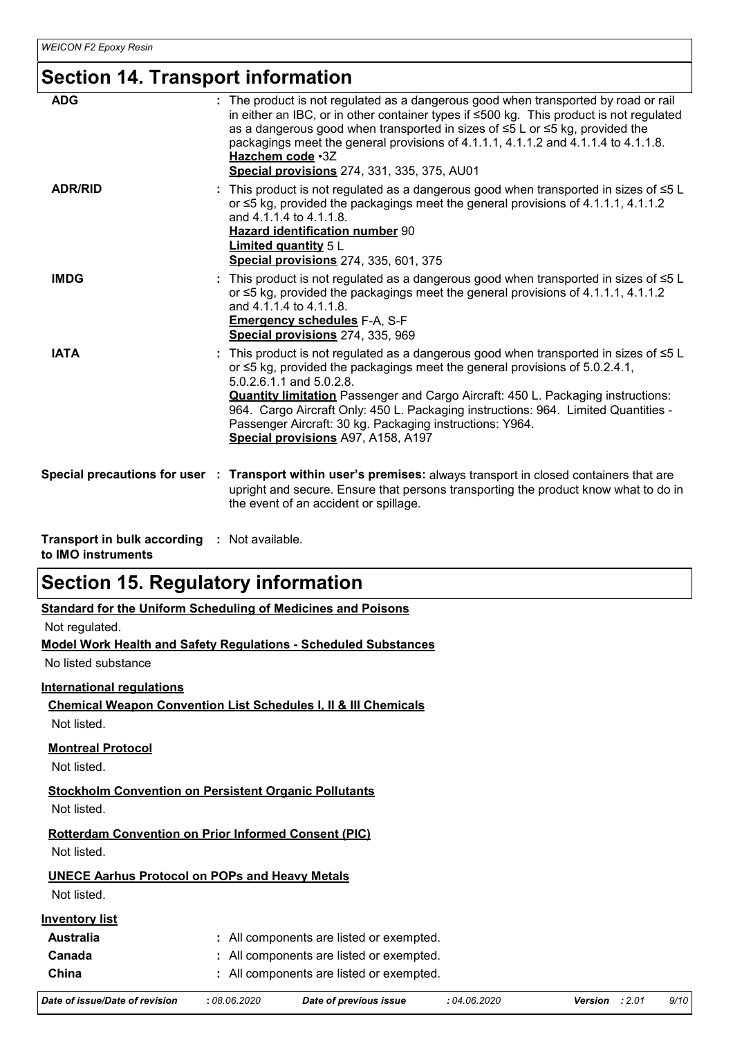## Section 14. Transport information

**ADG** : The product is not regulated as a dangerous good when transported by road or rail in either an IBC, or in other container types if ≤500 kg. This product is not regulated as a dangerous good when transported in sizes of ≤5 L or ≤5 kg, provided the packagings meet the general provisions of 4.1.1.1, 4.1.1.2 and 4.1.1.4 to 4.1.1.8.
**Hazchem code** •3Z
**Special provisions** 274, 331, 335, 375, AU01

**ADR/RID** : This product is not regulated as a dangerous good when transported in sizes of ≤5 L or ≤5 kg, provided the packagings meet the general provisions of 4.1.1.1, 4.1.1.2 and 4.1.1.4 to 4.1.1.8.
**Hazard identification number** 90
**Limited quantity** 5 L
**Special provisions** 274, 335, 601, 375

**IMDG** : This product is not regulated as a dangerous good when transported in sizes of ≤5 L or ≤5 kg, provided the packagings meet the general provisions of 4.1.1.1, 4.1.1.2 and 4.1.1.4 to 4.1.1.8.
**Emergency schedules** F-A, S-F
**Special provisions** 274, 335, 969

**IATA** : This product is not regulated as a dangerous good when transported in sizes of ≤5 L or ≤5 kg, provided the packagings meet the general provisions of 5.0.2.4.1, 5.0.2.6.1.1 and 5.0.2.8.
**Quantity limitation** Passenger and Cargo Aircraft: 450 L. Packaging instructions: 964. Cargo Aircraft Only: 450 L. Packaging instructions: 964. Limited Quantities - Passenger Aircraft: 30 kg. Packaging instructions: Y964.
**Special provisions** A97, A158, A197

**Special precautions for user** : **Transport within user's premises:** always transport in closed containers that are upright and secure. Ensure that persons transporting the product know what to do in the event of an accident or spillage.

**Transport in bulk according to IMO instruments** : Not available.

## Section 15. Regulatory information

**Standard for the Uniform Scheduling of Medicines and Poisons**

Not regulated.

**Model Work Health and Safety Regulations - Scheduled Substances**

No listed substance

**International regulations**

**Chemical Weapon Convention List Schedules I, II & III Chemicals**

Not listed.

**Montreal Protocol**

Not listed.

**Stockholm Convention on Persistent Organic Pollutants**

Not listed.

**Rotterdam Convention on Prior Informed Consent (PIC)**

Not listed.

**UNECE Aarhus Protocol on POPs and Heavy Metals**

Not listed.

**Inventory list**

**Australia** : All components are listed or exempted.
**Canada** : All components are listed or exempted.
**China** : All components are listed or exempted.

*Date of issue/Date of revision* : 08.06.2020 *Date of previous issue* : 04.06.2020 *Version* : 2.01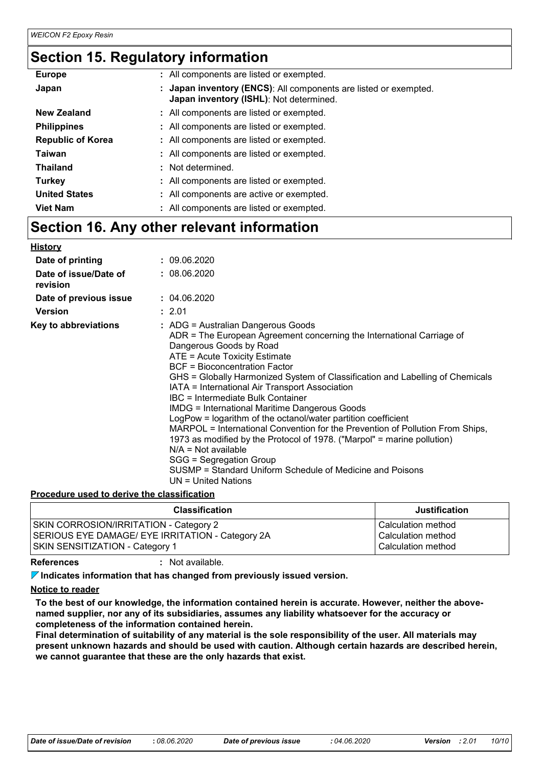# Section 15. Regulatory information

| | |
|---|---|
| **Europe** | : All components are listed or exempted. |
| **Japan** | : **Japan inventory (ENCS)**: All components are listed or exempted. **Japan inventory (ISHL)**: Not determined. |
| **New Zealand** | : All components are listed or exempted. |
| **Philippines** | : All components are listed or exempted. |
| **Republic of Korea** | : All components are listed or exempted. |
| **Taiwan** | : All components are listed or exempted. |
| **Thailand** | : Not determined. |
| **Turkey** | : All components are listed or exempted. |
| **United States** | : All components are active or exempted. |
| **Viet Nam** | : All components are listed or exempted. |

# Section 16. Any other relevant information

**History**

| | |
|---|---|
| **Date of printing** | : 09.06.2020 |
| **Date of issue/Date of revision** | : 08.06.2020 |
| **Date of previous issue** | : 04.06.2020 |
| **Version** | : 2.01 |

**Key to abbreviations** : ADG = Australian Dangerous Goods
ADR = The European Agreement concerning the International Carriage of Dangerous Goods by Road
ATE = Acute Toxicity Estimate
BCF = Bioconcentration Factor
GHS = Globally Harmonized System of Classification and Labelling of Chemicals
IATA = International Air Transport Association
IBC = Intermediate Bulk Container
IMDG = International Maritime Dangerous Goods
LogPow = logarithm of the octanol/water partition coefficient
MARPOL = International Convention for the Prevention of Pollution From Ships, 1973 as modified by the Protocol of 1978. ("Marpol" = marine pollution)
N/A = Not available
SGG = Segregation Group
SUSMP = Standard Uniform Schedule of Medicine and Poisons
UN = United Nations

**Procedure used to derive the classification**

| Classification | Justification |
|---|---|
| SKIN CORROSION/IRRITATION - Category 2 | Calculation method |
| SERIOUS EYE DAMAGE/ EYE IRRITATION - Category 2A | Calculation method |
| SKIN SENSITIZATION - Category 1 | Calculation method |

**References** : Not available.

**Indicates information that has changed from previously issued version.**

**Notice to reader**

**To the best of our knowledge, the information contained herein is accurate. However, neither the above-named supplier, nor any of its subsidiaries, assumes any liability whatsoever for the accuracy or completeness of the information contained herein.**

**Final determination of suitability of any material is the sole responsibility of the user. All materials may present unknown hazards and should be used with caution. Although certain hazards are described herein, we cannot guarantee that these are the only hazards that exist.**